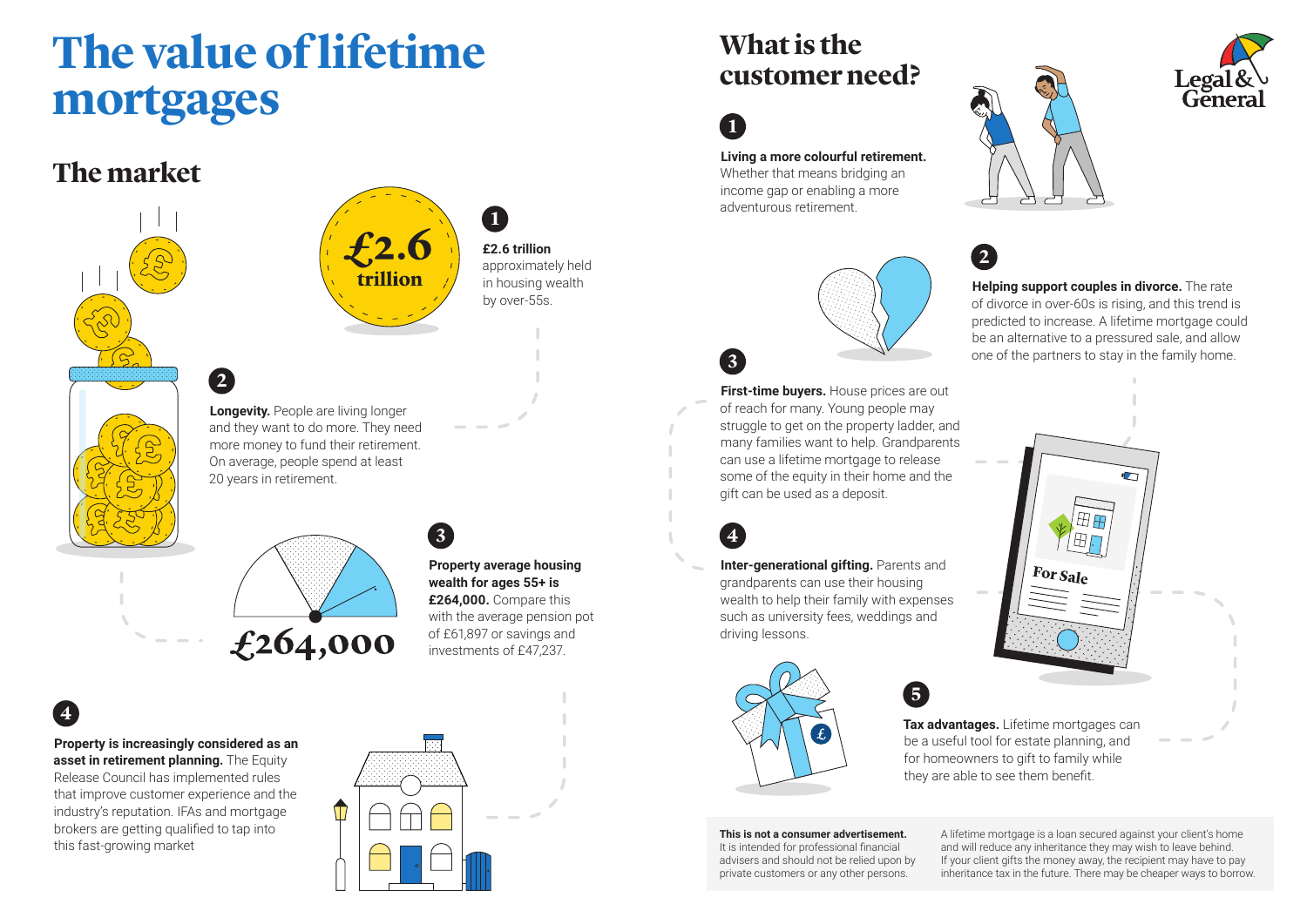# The value of lifetime mortgages

## The market

£2.6 trillion

**1**

**£2.6 trillion** approximately held in housing wealth by over-55s.

**2**

**Longevity.** People are living longer and they want to do more. They need more money to fund their retirement. On average, people spend at least 20 years in retirement.

£264,000

**3**

**Property average housing wealth for ages 55+ is £264,000.** Compare this with the average pension pot of £61,897 or savings and investments of £47,237.

**4**

**Property is increasingly considered as an asset in retirement planning.** The Equity Release Council has implemented rules that improve customer experience and the industry's reputation. IFAs and mortgage brokers are getting qualified to tap into this fast-growing market

## What is the customer need?

**1**

**Living a more colourful retirement.** Whether that means bridging an income gap or enabling a more adventurous retirement.

**2**

**Helping support couples in divorce.** The rate of divorce in over-60s is rising, and this trend is predicted to increase. A lifetime mortgage could be an alternative to a pressured sale, and allow one of the partners to stay in the family home.

**3**

**First-time buyers.** House prices are out of reach for many. Young people may struggle to get on the property ladder, and many families want to help. Grandparents can use a lifetime mortgage to release some of the equity in their home and the gift can be used as a deposit.

**4**

**Inter-generational gifting.** Parents and grandparents can use their housing wealth to help their family with expenses such as university fees, weddings and driving lessons.

**5**

**Tax advantages.** Lifetime mortgages can be a useful tool for estate planning, and for homeowners to gift to family while they are able to see them benefit.

**This is not a consumer advertisement.** It is intended for professional financial advisers and should not be relied upon by private customers or any other persons.

A lifetime mortgage is a loan secured against your client's home and will reduce any inheritance they may wish to leave behind. If your client gifts the money away, the recipient may have to pay inheritance tax in the future. There may be cheaper ways to borrow.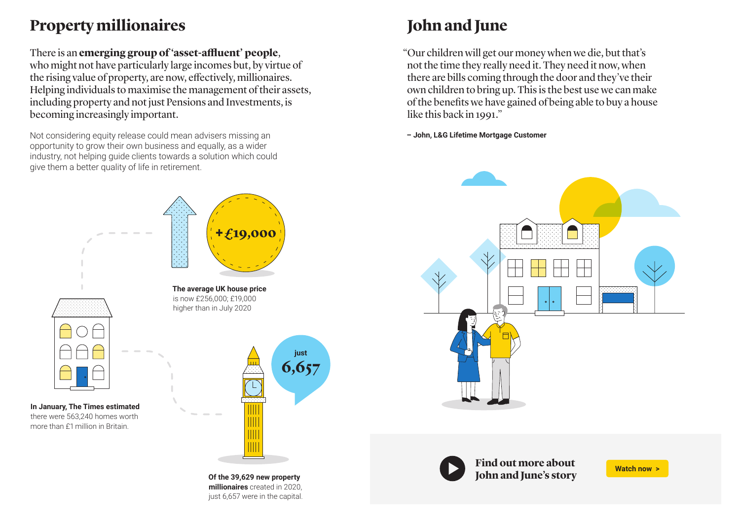## Property millionaires

There is an **emerging group of 'asset-affluent' people**, who might not have particularly large incomes but, by virtue of the rising value of property, are now, effectively, millionaires. Helping individuals to maximise the management of their assets, including property and not just Pensions and Investments, is becoming increasingly important.

Not considering equity release could mean advisers missing an opportunity to grow their own business and equally, as a wider industry, not helping guide clients towards a solution which could give them a better quality of life in retirement.

**+£19,000**

**The average UK house price** is now £256,000; £19,000 higher than in July 2020

**In January, The Times estimated** there were 563,240 homes worth more than £1 million in Britain.

just **6,657**

Of the 39,629 new **property millionaires** created in 2020, just 6,657 were in the capital.

## John and June

"Our children will get our money when we die, but that's not the time they really need it. They need it now, when there are bills coming through the door and they've their own children to bring up. This is the best use we can make of the benefits we have gained of being able to buy a house like this back in 1991."

**– John, L&G Lifetime Mortgage Customer**

**Find out more about John and June's story**

**Watch now >**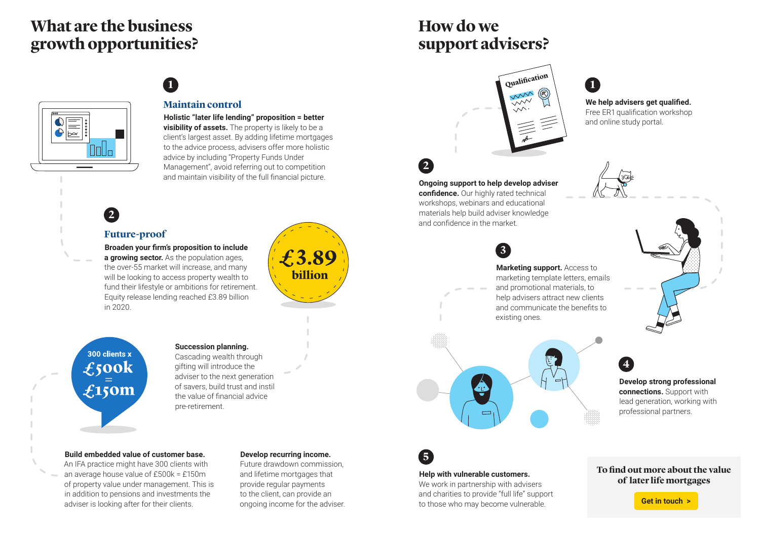# What are the business growth opportunities?

## 1 Maintain control

**Holistic "later life lending" proposition = better visibility of assets.** The property is likely to be a client's largest asset. By adding lifetime mortgages to the advice process, advisers offer more holistic advice by including "Property Funds Under Management", avoid referring out to competition and maintain visibility of the full financial picture.

## 2 Future-proof

**Broaden your firm's proposition to include a growing sector.** As the population ages, the over-55 market will increase, and many will be looking to access property wealth to fund their lifestyle or ambitions for retirement. Equity release lending reached £3.89 billion in 2020.

£3.89 billion

**Succession planning.** Cascading wealth through gifting will introduce the adviser to the next generation of savers, build trust and instil the value of financial advice pre-retirement.

300 clients x £500k = £150m

**Build embedded value of customer base.** An IFA practice might have 300 clients with an average house value of £500k = £150m of property value under management. This is in addition to pensions and investments the adviser is looking after for their clients.

**Develop recurring income.** Future drawdown commission, and lifetime mortgages that provide regular payments to the client, can provide an ongoing income for the adviser.

# How do we support advisers?

**1 We help advisers get qualified.** Free ER1 qualification workshop and online study portal.

**2 Ongoing support to help develop adviser confidence.** Our highly rated technical workshops, webinars and educational materials help build adviser knowledge and confidence in the market.

**3 Marketing support.** Access to marketing template letters, emails and promotional materials, to help advisers attract new clients and communicate the benefits to existing ones.

**4 Develop strong professional connections.** Support with lead generation, working with professional partners.

**5 Help with vulnerable customers.** We work in partnership with advisers and charities to provide "full life" support to those who may become vulnerable.

**To find out more about the value of later life mortgages**

Get in touch >